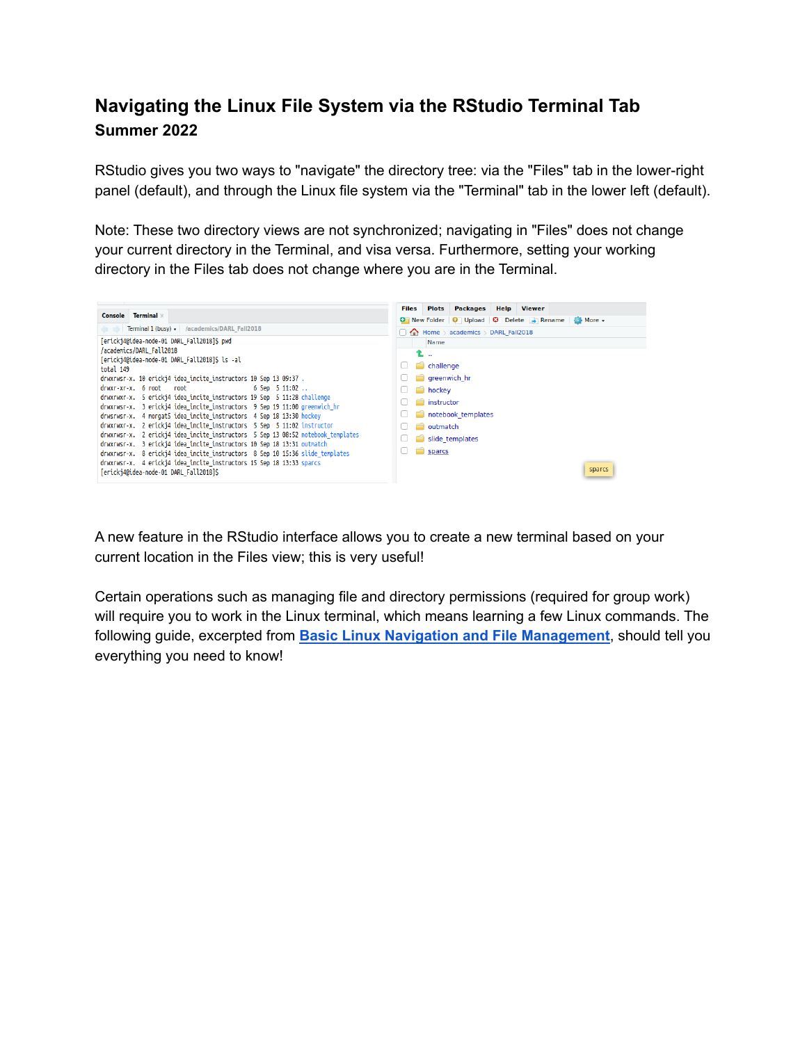# Navigating the Linux File System via the RStudio Terminal Tab

## Summer 2022

RStudio gives you two ways to "navigate" the directory tree: via the "Files" tab in the lower-right panel (default), and through the Linux file system via the "Terminal" tab in the lower left (default).

Note: These two directory views are not synchronized; navigating in "Files" does not change your current directory in the Terminal, and visa versa. Furthermore, setting your working directory in the Files tab does not change where you are in the Terminal.

A new feature in the RStudio interface allows you to create a new terminal based on your current location in the Files view; this is very useful!

Certain operations such as managing file and directory permissions (required for group work) will require you to work in the Linux terminal, which means learning a few Linux commands. The following guide, excerpted from **[Basic Linux Navigation and File Management]()**, should tell you everything you need to know!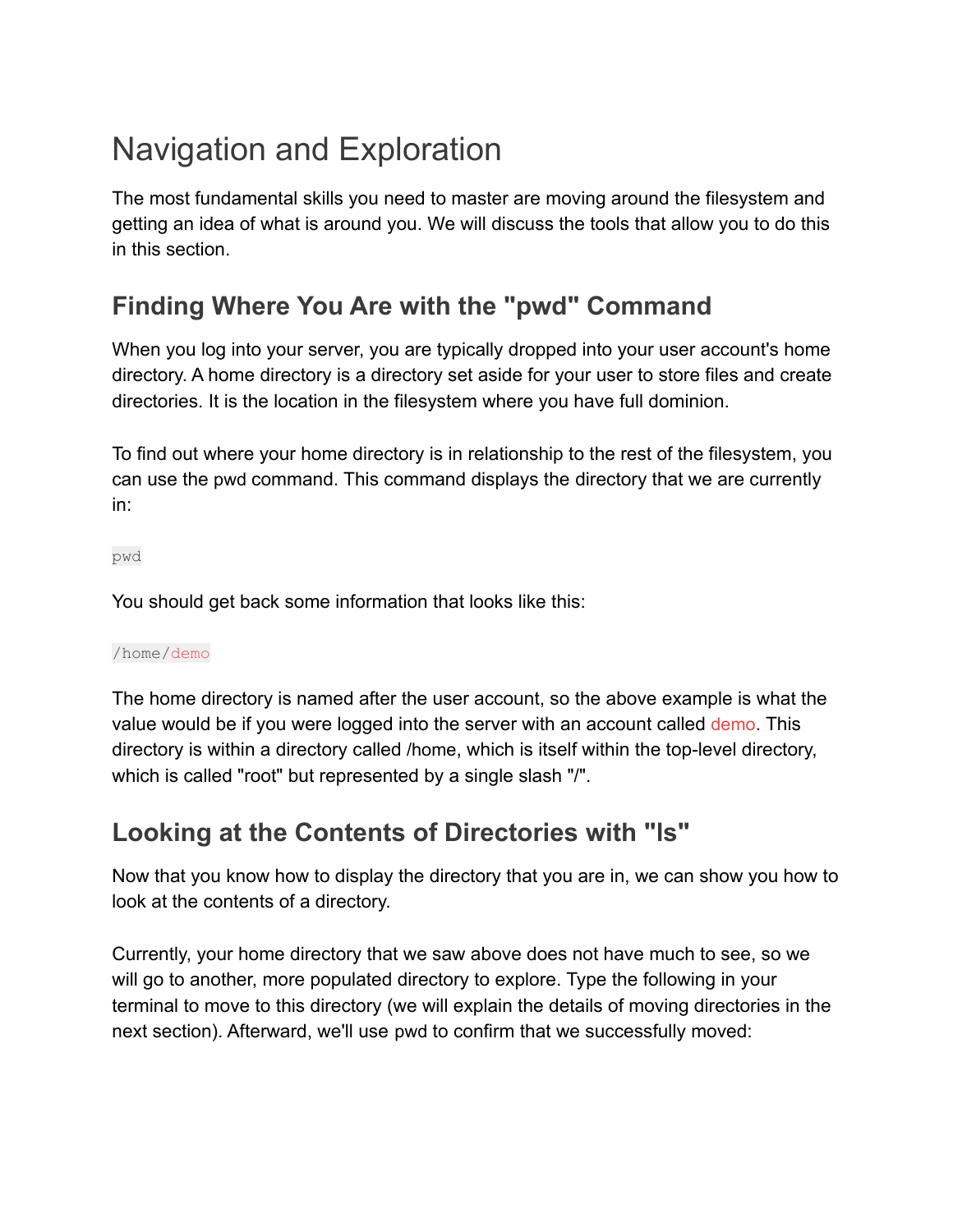# Navigation and Exploration

The most fundamental skills you need to master are moving around the filesystem and getting an idea of what is around you. We will discuss the tools that allow you to do this in this section.

## Finding Where You Are with the "pwd" Command

When you log into your server, you are typically dropped into your user account's home directory. A home directory is a directory set aside for your user to store files and create directories. It is the location in the filesystem where you have full dominion.

To find out where your home directory is in relationship to the rest of the filesystem, you can use the pwd command. This command displays the directory that we are currently in:

```
pwd
```

You should get back some information that looks like this:

```
/home/demo
```

The home directory is named after the user account, so the above example is what the value would be if you were logged into the server with an account called demo. This directory is within a directory called /home, which is itself within the top-level directory, which is called "root" but represented by a single slash "/".

## Looking at the Contents of Directories with "ls"

Now that you know how to display the directory that you are in, we can show you how to look at the contents of a directory.

Currently, your home directory that we saw above does not have much to see, so we will go to another, more populated directory to explore. Type the following in your terminal to move to this directory (we will explain the details of moving directories in the next section). Afterward, we'll use pwd to confirm that we successfully moved: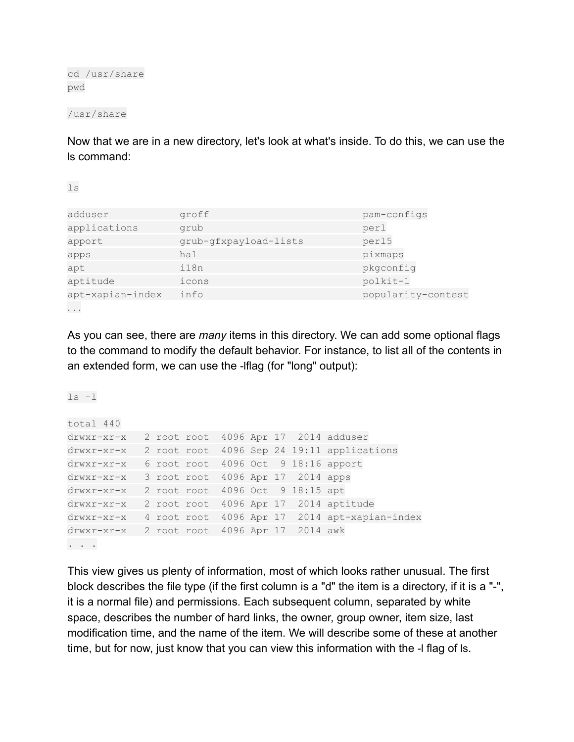```
cd /usr/share
pwd
```

```
/usr/share
```

Now that we are in a new directory, let's look at what's inside. To do this, we can use the ls command:

```
ls
```

```
adduser            groff                          pam-configs
applications       grub                           perl
apport             grub-gfxpayload-lists          perl5
apps               hal                            pixmaps
apt                i18n                           pkgconfig
aptitude           icons                          polkit-1
apt-xapian-index   info                           popularity-contest
...
```

As you can see, there are *many* items in this directory. We can add some optional flags to the command to modify the default behavior. For instance, to list all of the contents in an extended form, we can use the -lflag (for "long" output):

```
ls -l
```

```
total 440
drwxr-xr-x   2 root root  4096 Apr 17  2014 adduser
drwxr-xr-x   2 root root  4096 Sep 24 19:11 applications
drwxr-xr-x   6 root root  4096 Oct  9 18:16 apport
drwxr-xr-x   3 root root  4096 Apr 17  2014 apps
drwxr-xr-x   2 root root  4096 Oct  9 18:15 apt
drwxr-xr-x   2 root root  4096 Apr 17  2014 aptitude
drwxr-xr-x   4 root root  4096 Apr 17  2014 apt-xapian-index
drwxr-xr-x   2 root root  4096 Apr 17  2014 awk
. . .
```

This view gives us plenty of information, most of which looks rather unusual. The first block describes the file type (if the first column is a "d" the item is a directory, if it is a "-", it is a normal file) and permissions. Each subsequent column, separated by white space, describes the number of hard links, the owner, group owner, item size, last modification time, and the name of the item. We will describe some of these at another time, but for now, just know that you can view this information with the -l flag of ls.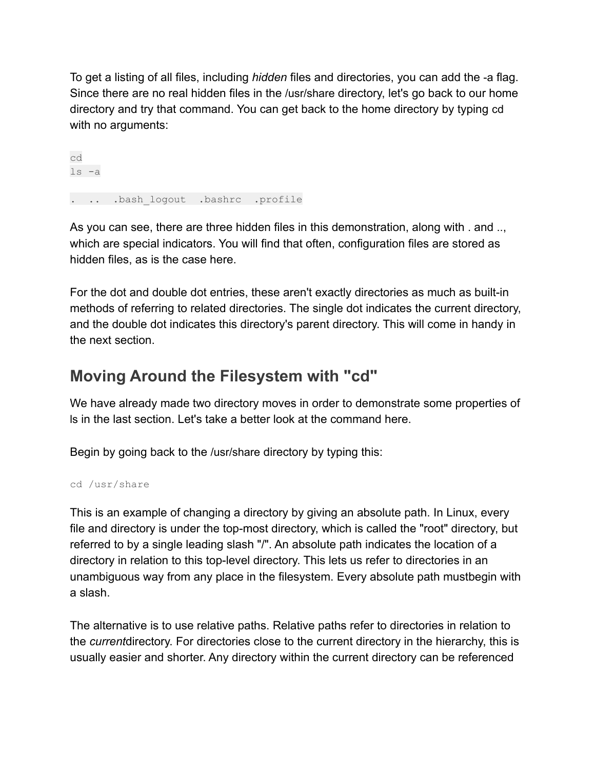To get a listing of all files, including *hidden* files and directories, you can add the -a flag. Since there are no real hidden files in the /usr/share directory, let's go back to our home directory and try that command. You can get back to the home directory by typing cd with no arguments:

```
cd
ls -a
```

```
.  ..  .bash_logout  .bashrc  .profile
```

As you can see, there are three hidden files in this demonstration, along with . and .., which are special indicators. You will find that often, configuration files are stored as hidden files, as is the case here.

For the dot and double dot entries, these aren't exactly directories as much as built-in methods of referring to related directories. The single dot indicates the current directory, and the double dot indicates this directory's parent directory. This will come in handy in the next section.

## Moving Around the Filesystem with "cd"

We have already made two directory moves in order to demonstrate some properties of ls in the last section. Let's take a better look at the command here.

Begin by going back to the /usr/share directory by typing this:

```
cd /usr/share
```

This is an example of changing a directory by giving an absolute path. In Linux, every file and directory is under the top-most directory, which is called the "root" directory, but referred to by a single leading slash "/". An absolute path indicates the location of a directory in relation to this top-level directory. This lets us refer to directories in an unambiguous way from any place in the filesystem. Every absolute path mustbegin with a slash.

The alternative is to use relative paths. Relative paths refer to directories in relation to the *current*directory. For directories close to the current directory in the hierarchy, this is usually easier and shorter. Any directory within the current directory can be referenced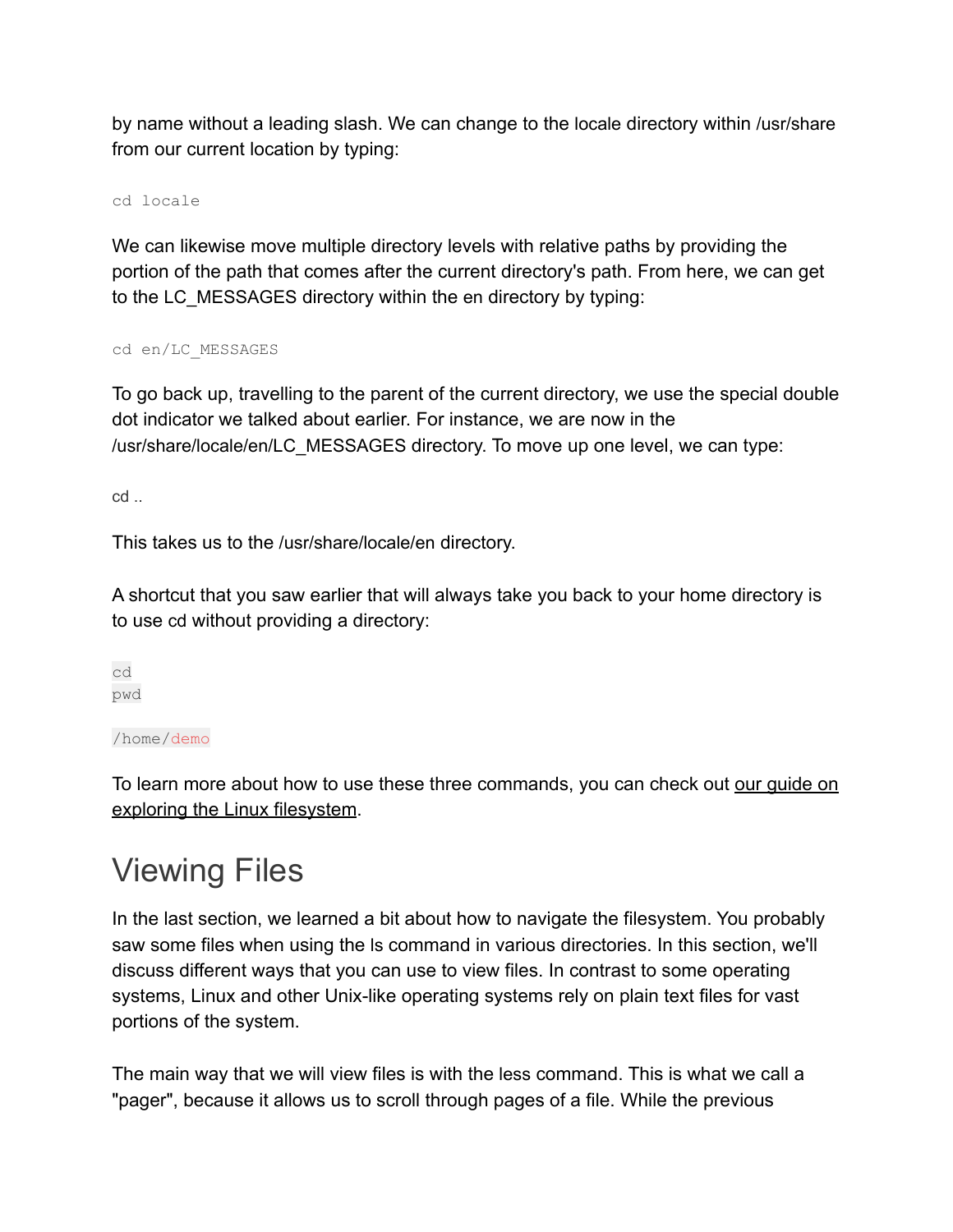by name without a leading slash. We can change to the locale directory within /usr/share from our current location by typing:

```
cd locale
```

We can likewise move multiple directory levels with relative paths by providing the portion of the path that comes after the current directory's path. From here, we can get to the LC_MESSAGES directory within the en directory by typing:

```
cd en/LC_MESSAGES
```

To go back up, travelling to the parent of the current directory, we use the special double dot indicator we talked about earlier. For instance, we are now in the /usr/share/locale/en/LC_MESSAGES directory. To move up one level, we can type:

```
cd ..
```

This takes us to the /usr/share/locale/en directory.

A shortcut that you saw earlier that will always take you back to your home directory is to use cd without providing a directory:

```
cd
pwd
```

```
/home/demo
```

To learn more about how to use these three commands, you can check out our guide on exploring the Linux filesystem.

# Viewing Files

In the last section, we learned a bit about how to navigate the filesystem. You probably saw some files when using the ls command in various directories. In this section, we'll discuss different ways that you can use to view files. In contrast to some operating systems, Linux and other Unix-like operating systems rely on plain text files for vast portions of the system.

The main way that we will view files is with the less command. This is what we call a "pager", because it allows us to scroll through pages of a file. While the previous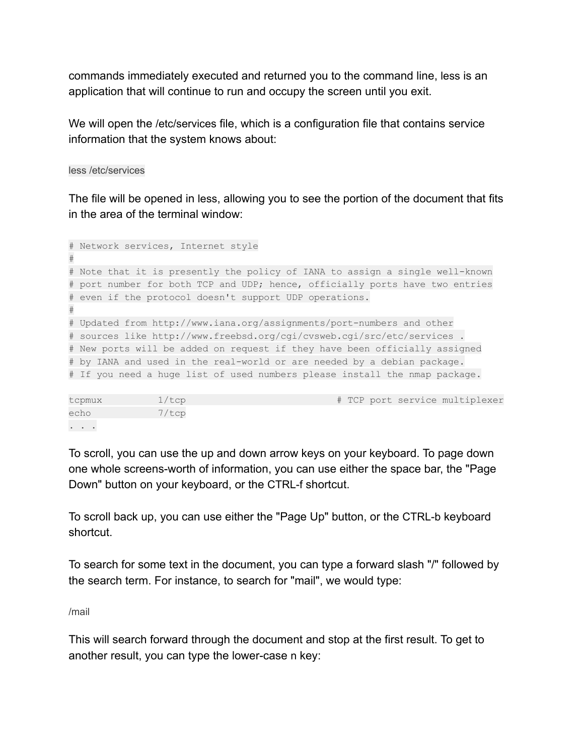commands immediately executed and returned you to the command line, less is an application that will continue to run and occupy the screen until you exit.

We will open the /etc/services file, which is a configuration file that contains service information that the system knows about:

```
less /etc/services
```

The file will be opened in less, allowing you to see the portion of the document that fits in the area of the terminal window:

```
# Network services, Internet style
#
# Note that it is presently the policy of IANA to assign a single well-known
# port number for both TCP and UDP; hence, officially ports have two entries
# even if the protocol doesn't support UDP operations.
#
# Updated from http://www.iana.org/assignments/port-numbers and other
# sources like http://www.freebsd.org/cgi/cvsweb.cgi/src/etc/services .
# New ports will be added on request if they have been officially assigned
# by IANA and used in the real-world or are needed by a debian package.
# If you need a huge list of used numbers please install the nmap package.

tcpmux          1/tcp                           # TCP port service multiplexer
echo            7/tcp
. . .
```

To scroll, you can use the up and down arrow keys on your keyboard. To page down one whole screens-worth of information, you can use either the space bar, the "Page Down" button on your keyboard, or the CTRL-f shortcut.

To scroll back up, you can use either the "Page Up" button, or the CTRL-b keyboard shortcut.

To search for some text in the document, you can type a forward slash "/" followed by the search term. For instance, to search for "mail", we would type:

```
/mail
```

This will search forward through the document and stop at the first result. To get to another result, you can type the lower-case n key: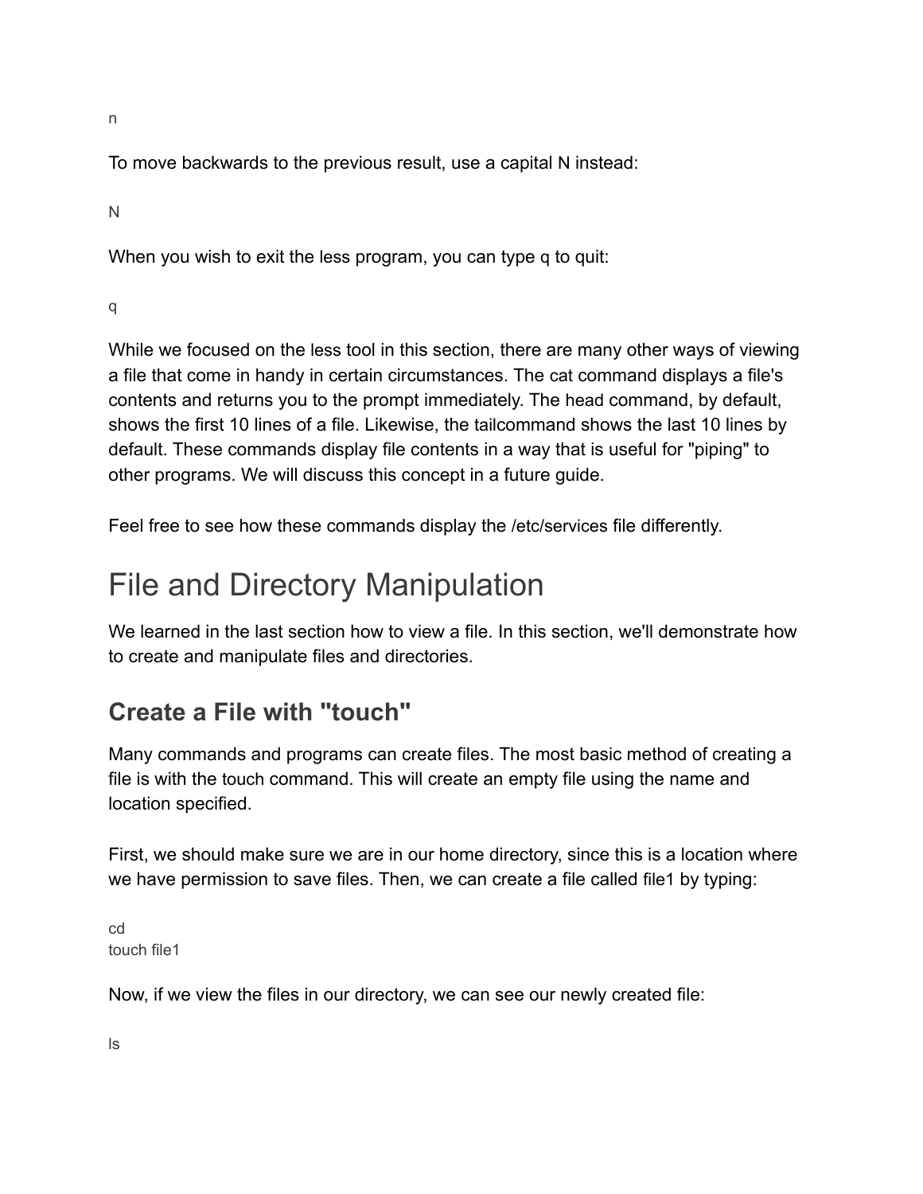```
n
```

To move backwards to the previous result, use a capital N instead:

```
N
```

When you wish to exit the less program, you can type q to quit:

```
q
```

While we focused on the less tool in this section, there are many other ways of viewing a file that come in handy in certain circumstances. The cat command displays a file's contents and returns you to the prompt immediately. The head command, by default, shows the first 10 lines of a file. Likewise, the tailcommand shows the last 10 lines by default. These commands display file contents in a way that is useful for "piping" to other programs. We will discuss this concept in a future guide.

Feel free to see how these commands display the /etc/services file differently.

# File and Directory Manipulation

We learned in the last section how to view a file. In this section, we'll demonstrate how to create and manipulate files and directories.

## Create a File with "touch"

Many commands and programs can create files. The most basic method of creating a file is with the touch command. This will create an empty file using the name and location specified.

First, we should make sure we are in our home directory, since this is a location where we have permission to save files. Then, we can create a file called file1 by typing:

```
cd
touch file1
```

Now, if we view the files in our directory, we can see our newly created file:

```
ls
```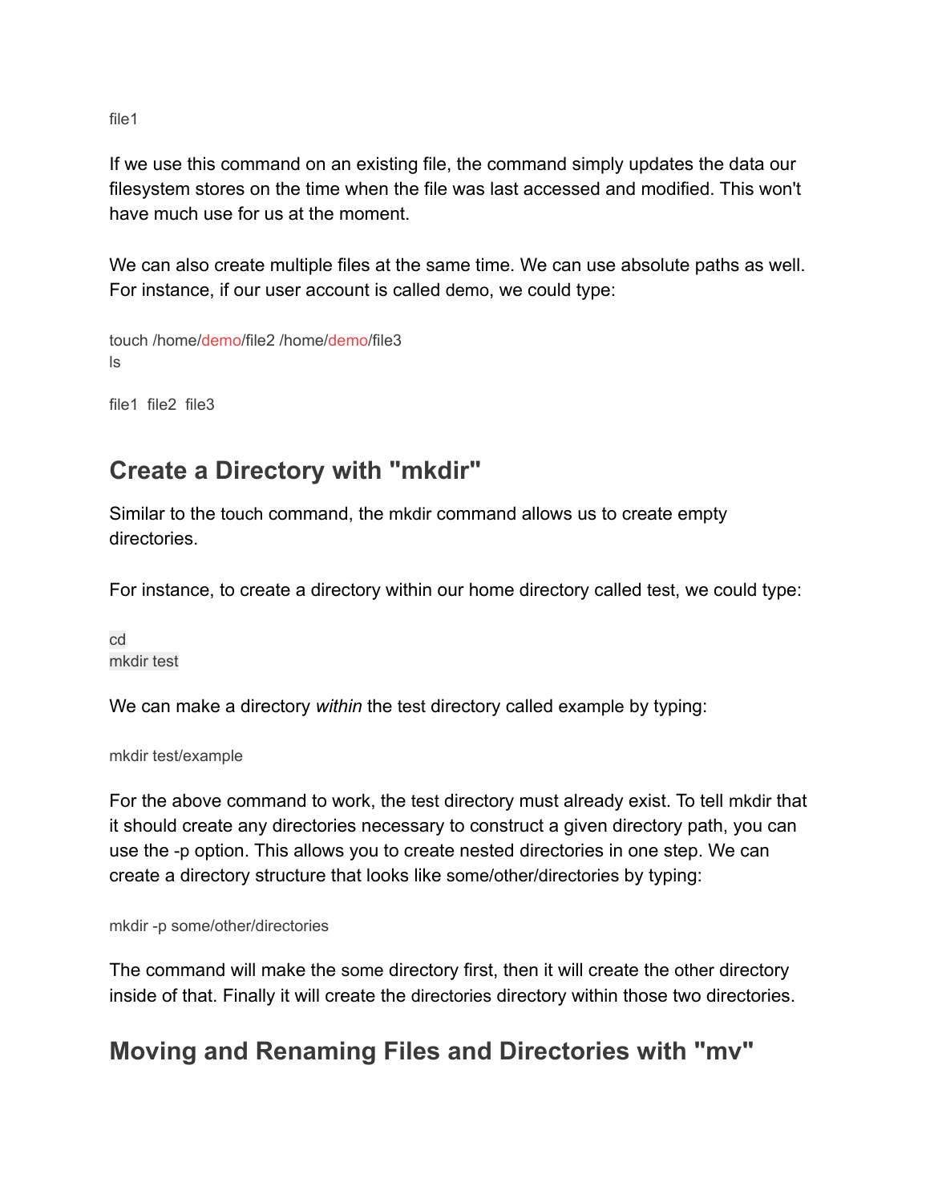```
file1
```

If we use this command on an existing file, the command simply updates the data our filesystem stores on the time when the file was last accessed and modified. This won't have much use for us at the moment.

We can also create multiple files at the same time. We can use absolute paths as well. For instance, if our user account is called demo, we could type:

```
touch /home/demo/file2 /home/demo/file3
ls
```

```
file1  file2  file3
```

## Create a Directory with "mkdir"

Similar to the touch command, the mkdir command allows us to create empty directories.

For instance, to create a directory within our home directory called test, we could type:

```
cd
mkdir test
```

We can make a directory *within* the test directory called example by typing:

```
mkdir test/example
```

For the above command to work, the test directory must already exist. To tell mkdir that it should create any directories necessary to construct a given directory path, you can use the -p option. This allows you to create nested directories in one step. We can create a directory structure that looks like some/other/directories by typing:

```
mkdir -p some/other/directories
```

The command will make the some directory first, then it will create the other directory inside of that. Finally it will create the directories directory within those two directories.

## Moving and Renaming Files and Directories with "mv"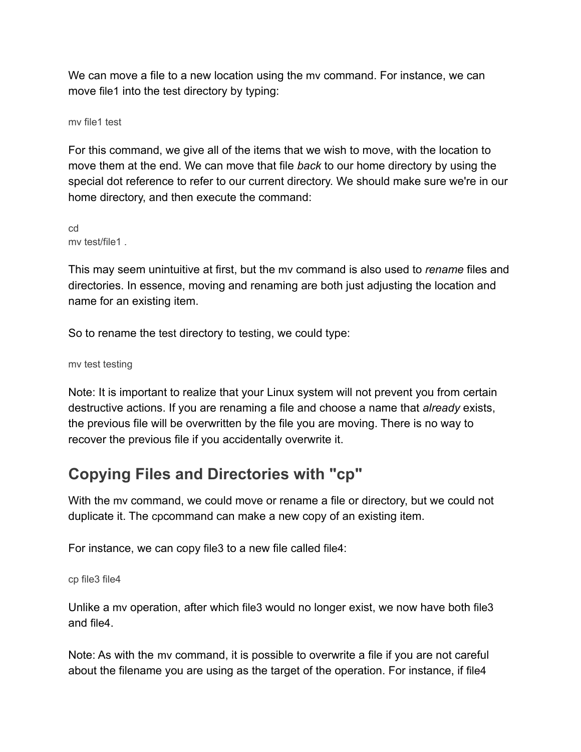We can move a file to a new location using the mv command. For instance, we can move file1 into the test directory by typing:

```
mv file1 test
```

For this command, we give all of the items that we wish to move, with the location to move them at the end. We can move that file *back* to our home directory by using the special dot reference to refer to our current directory. We should make sure we're in our home directory, and then execute the command:

```
cd
mv test/file1 .
```

This may seem unintuitive at first, but the mv command is also used to *rename* files and directories. In essence, moving and renaming are both just adjusting the location and name for an existing item.

So to rename the test directory to testing, we could type:

```
mv test testing
```

Note: It is important to realize that your Linux system will not prevent you from certain destructive actions. If you are renaming a file and choose a name that *already* exists, the previous file will be overwritten by the file you are moving. There is no way to recover the previous file if you accidentally overwrite it.

## Copying Files and Directories with "cp"

With the mv command, we could move or rename a file or directory, but we could not duplicate it. The cpcommand can make a new copy of an existing item.

For instance, we can copy file3 to a new file called file4:

```
cp file3 file4
```

Unlike a mv operation, after which file3 would no longer exist, we now have both file3 and file4.

Note: As with the mv command, it is possible to overwrite a file if you are not careful about the filename you are using as the target of the operation. For instance, if file4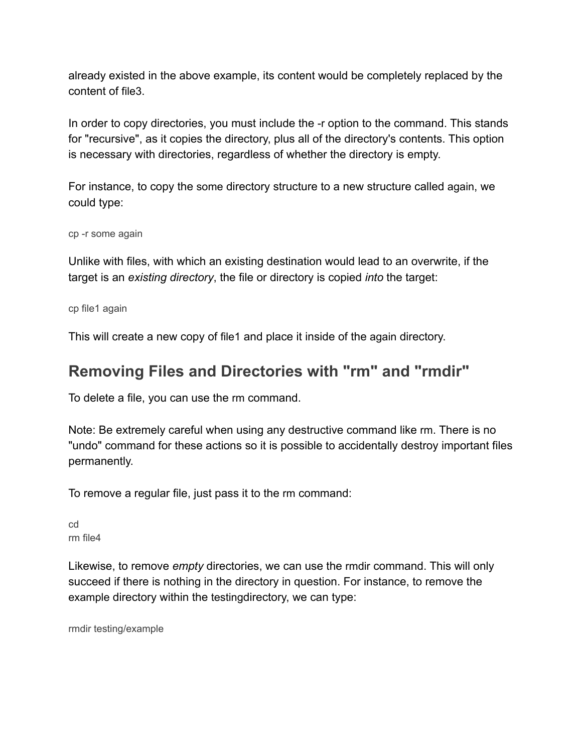already existed in the above example, its content would be completely replaced by the content of file3.

In order to copy directories, you must include the -r option to the command. This stands for "recursive", as it copies the directory, plus all of the directory's contents. This option is necessary with directories, regardless of whether the directory is empty.

For instance, to copy the some directory structure to a new structure called again, we could type:

```
cp -r some again
```

Unlike with files, with which an existing destination would lead to an overwrite, if the target is an *existing directory*, the file or directory is copied *into* the target:

```
cp file1 again
```

This will create a new copy of file1 and place it inside of the again directory.

## Removing Files and Directories with "rm" and "rmdir"

To delete a file, you can use the rm command.

Note: Be extremely careful when using any destructive command like rm. There is no "undo" command for these actions so it is possible to accidentally destroy important files permanently.

To remove a regular file, just pass it to the rm command:

```
cd
rm file4
```

Likewise, to remove *empty* directories, we can use the rmdir command. This will only succeed if there is nothing in the directory in question. For instance, to remove the example directory within the testingdirectory, we can type:

```
rmdir testing/example
```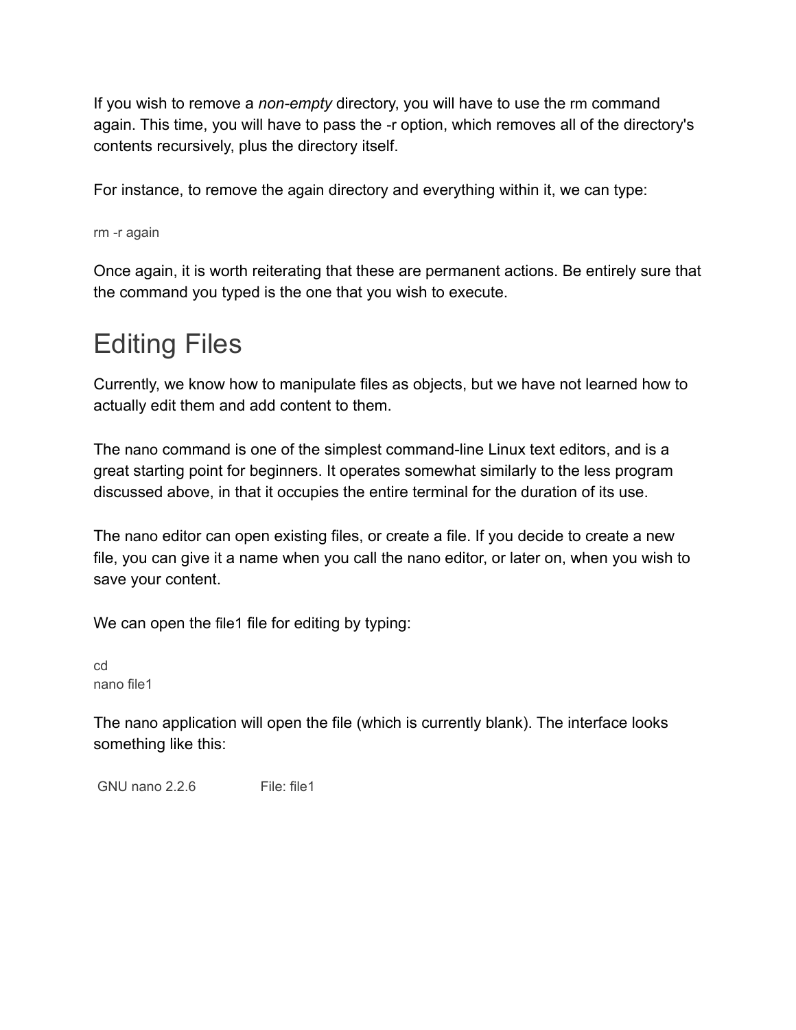If you wish to remove a *non-empty* directory, you will have to use the rm command again. This time, you will have to pass the -r option, which removes all of the directory's contents recursively, plus the directory itself.

For instance, to remove the again directory and everything within it, we can type:

```
rm -r again
```

Once again, it is worth reiterating that these are permanent actions. Be entirely sure that the command you typed is the one that you wish to execute.

# Editing Files

Currently, we know how to manipulate files as objects, but we have not learned how to actually edit them and add content to them.

The nano command is one of the simplest command-line Linux text editors, and is a great starting point for beginners. It operates somewhat similarly to the less program discussed above, in that it occupies the entire terminal for the duration of its use.

The nano editor can open existing files, or create a file. If you decide to create a new file, you can give it a name when you call the nano editor, or later on, when you wish to save your content.

We can open the file1 file for editing by typing:

```
cd
nano file1
```

The nano application will open the file (which is currently blank). The interface looks something like this:

```
 GNU nano 2.2.6              File: file1
```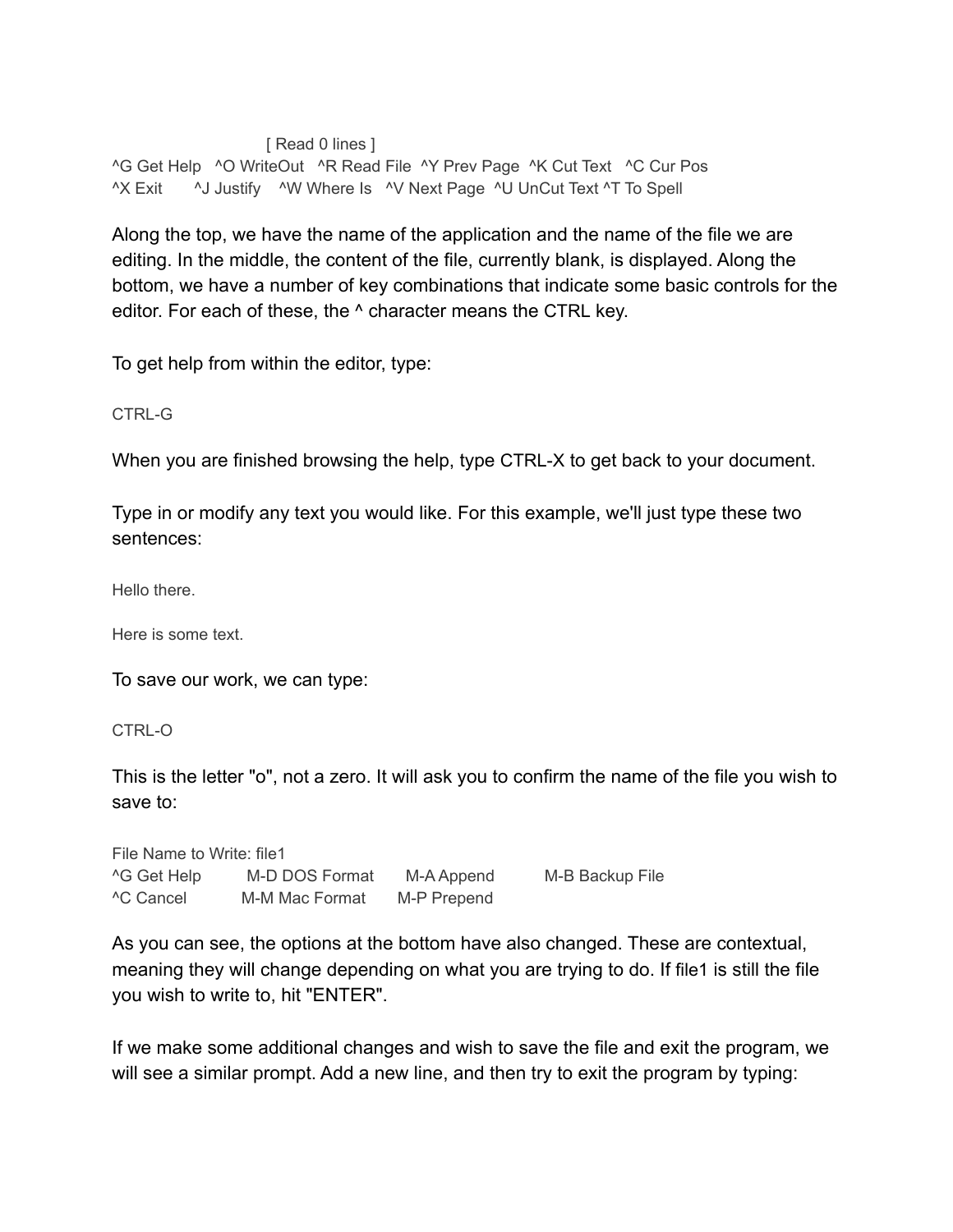```
                    [ Read 0 lines ]
^G Get Help   ^O WriteOut   ^R Read File  ^Y Prev Page  ^K Cut Text   ^C Cur Pos
^X Exit       ^J Justify    ^W Where Is   ^V Next Page  ^U UnCut Text ^T To Spell
```

Along the top, we have the name of the application and the name of the file we are editing. In the middle, the content of the file, currently blank, is displayed. Along the bottom, we have a number of key combinations that indicate some basic controls for the editor. For each of these, the ^ character means the CTRL key.

To get help from within the editor, type:

```
CTRL-G
```

When you are finished browsing the help, type CTRL-X to get back to your document.

Type in or modify any text you would like. For this example, we'll just type these two sentences:

```
Hello there.

Here is some text.
```

To save our work, we can type:

```
CTRL-O
```

This is the letter "o", not a zero. It will ask you to confirm the name of the file you wish to save to:

```
File Name to Write: file1
^G Get Help     M-D DOS Format     M-A Append      M-B Backup File
^C Cancel       M-M Mac Format     M-P Prepend
```

As you can see, the options at the bottom have also changed. These are contextual, meaning they will change depending on what you are trying to do. If file1 is still the file you wish to write to, hit "ENTER".

If we make some additional changes and wish to save the file and exit the program, we will see a similar prompt. Add a new line, and then try to exit the program by typing: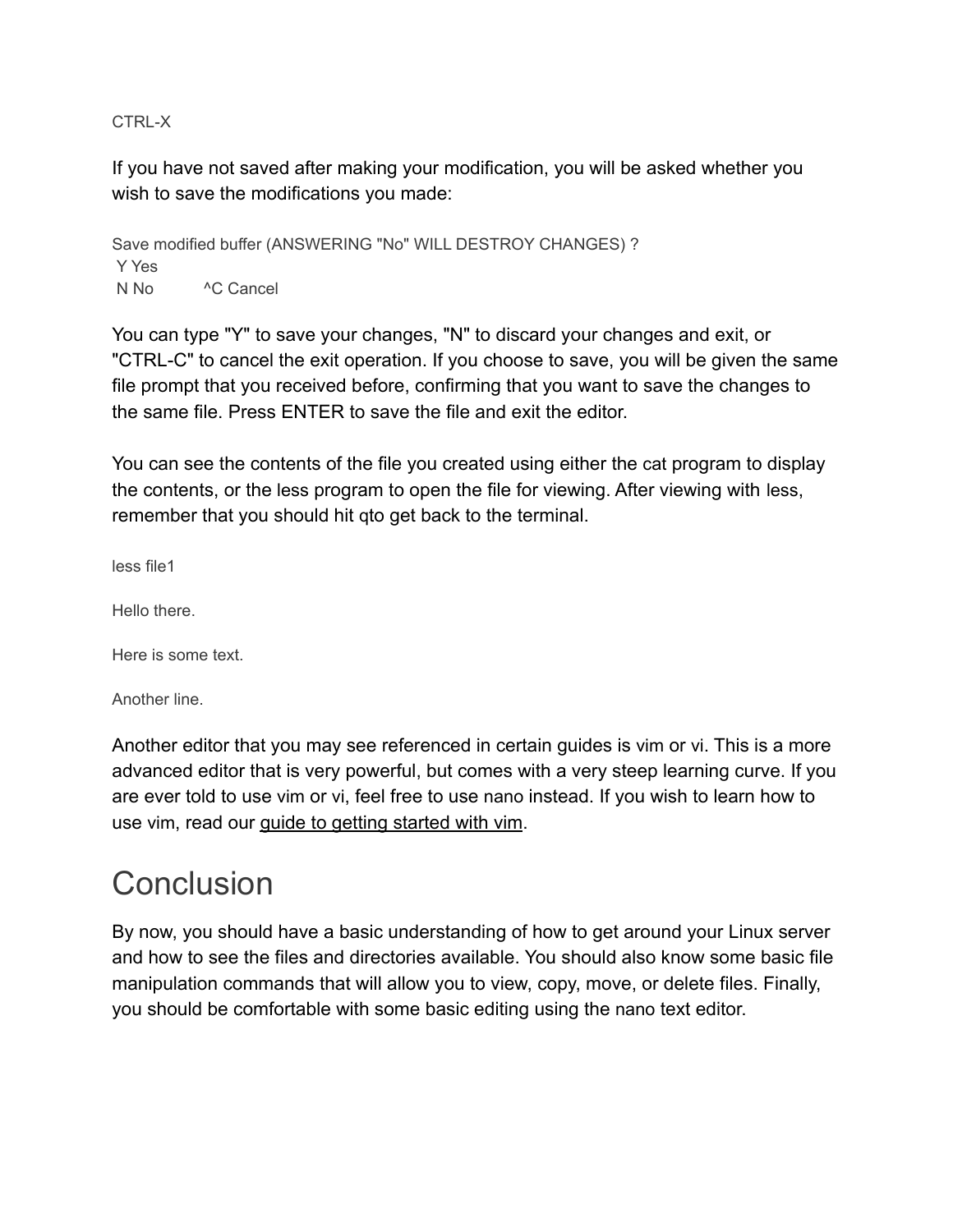```
CTRL-X
```

If you have not saved after making your modification, you will be asked whether you wish to save the modifications you made:

```
Save modified buffer (ANSWERING "No" WILL DESTROY CHANGES) ?
 Y Yes
 N No          ^C Cancel
```

You can type "Y" to save your changes, "N" to discard your changes and exit, or "CTRL-C" to cancel the exit operation. If you choose to save, you will be given the same file prompt that you received before, confirming that you want to save the changes to the same file. Press ENTER to save the file and exit the editor.

You can see the contents of the file you created using either the cat program to display the contents, or the less program to open the file for viewing. After viewing with less, remember that you should hit qto get back to the terminal.

```
less file1
```

```
Hello there.

Here is some text.

Another line.
```

Another editor that you may see referenced in certain guides is vim or vi. This is a more advanced editor that is very powerful, but comes with a very steep learning curve. If you are ever told to use vim or vi, feel free to use nano instead. If you wish to learn how to use vim, read our guide to getting started with vim.

# Conclusion

By now, you should have a basic understanding of how to get around your Linux server and how to see the files and directories available. You should also know some basic file manipulation commands that will allow you to view, copy, move, or delete files. Finally, you should be comfortable with some basic editing using the nano text editor.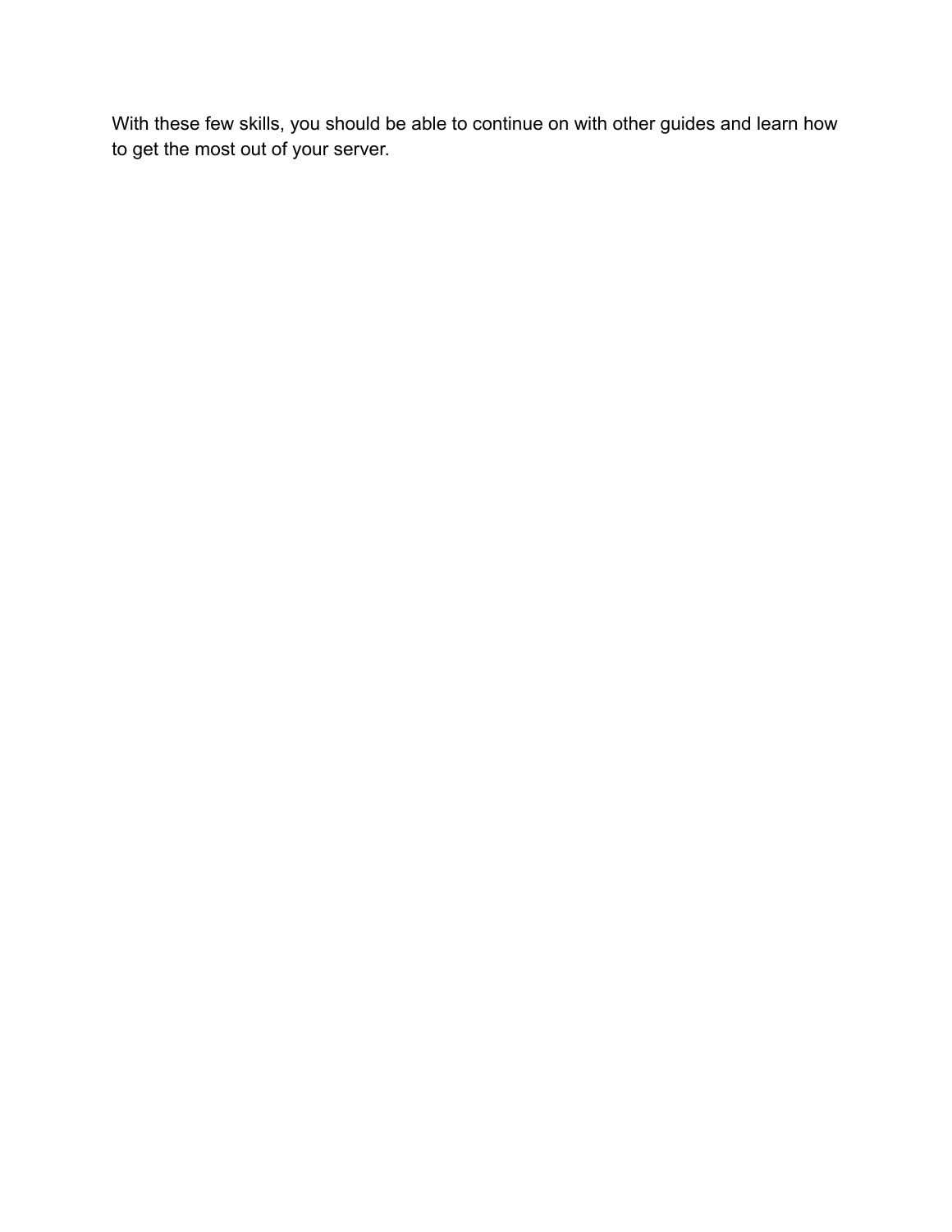With these few skills, you should be able to continue on with other guides and learn how to get the most out of your server.